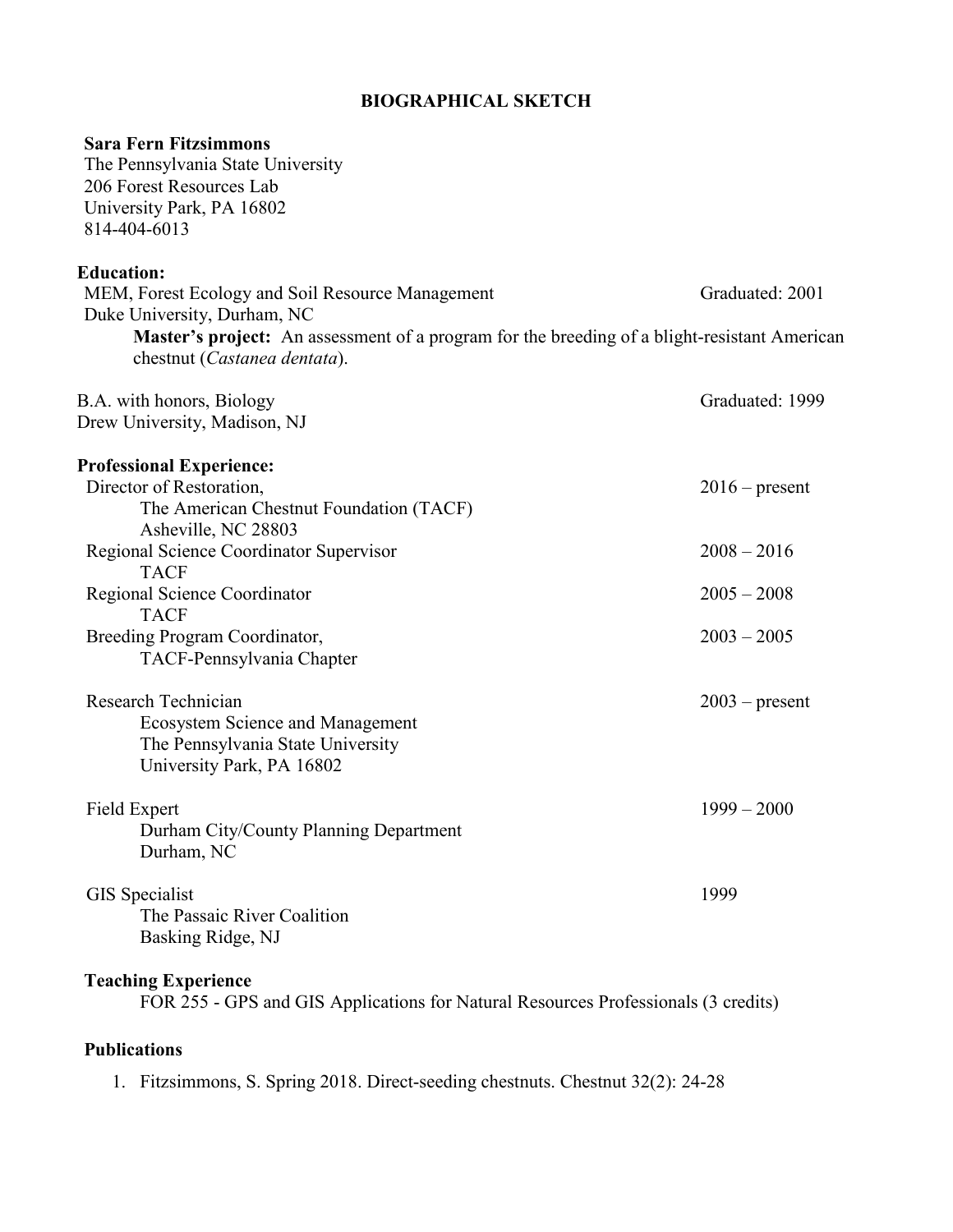# BIOGRAPHICAL SKETCH

**Sara Fern Fitzsimmons**
The Pennsylvania State University
206 Forest Resources Lab
University Park, PA 16802
814-404-6013

## Education:

MEM, Forest Ecology and Soil Resource Management — Graduated: 2001
Duke University, Durham, NC

**Master's project:** An assessment of a program for the breeding of a blight-resistant American chestnut (*Castanea dentata*).

B.A. with honors, Biology — Graduated: 1999
Drew University, Madison, NJ

## Professional Experience:

Director of Restoration, — 2016 – present
The American Chestnut Foundation (TACF)
Asheville, NC 28803

Regional Science Coordinator Supervisor — 2008 – 2016
TACF

Regional Science Coordinator — 2005 – 2008
TACF

Breeding Program Coordinator, — 2003 – 2005
TACF-Pennsylvania Chapter

Research Technician — 2003 – present
Ecosystem Science and Management
The Pennsylvania State University
University Park, PA 16802

Field Expert — 1999 – 2000
Durham City/County Planning Department
Durham, NC

GIS Specialist — 1999
The Passaic River Coalition
Basking Ridge, NJ

## Teaching Experience

FOR 255 - GPS and GIS Applications for Natural Resources Professionals (3 credits)

## Publications

1. Fitzsimmons, S. Spring 2018. Direct-seeding chestnuts. Chestnut 32(2): 24-28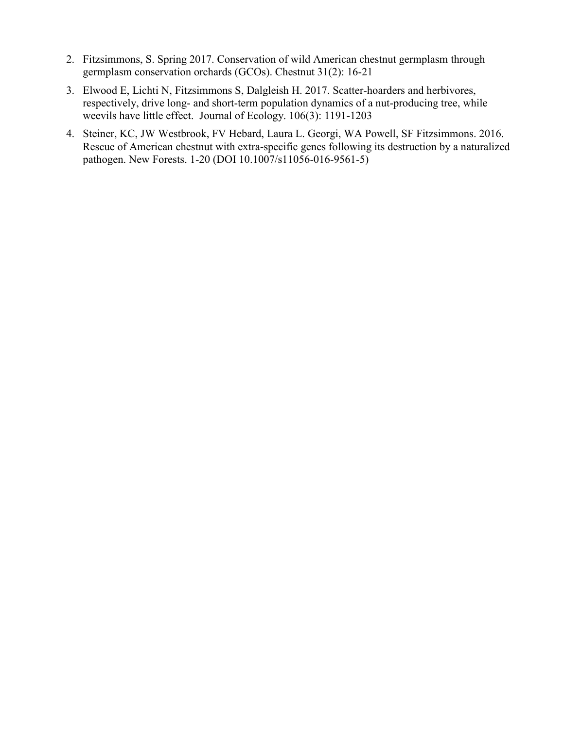2. Fitzsimmons, S. Spring 2017. Conservation of wild American chestnut germplasm through germplasm conservation orchards (GCOs). Chestnut 31(2): 16-21
3. Elwood E, Lichti N, Fitzsimmons S, Dalgleish H. 2017. Scatter-hoarders and herbivores, respectively, drive long- and short-term population dynamics of a nut-producing tree, while weevils have little effect. Journal of Ecology. 106(3): 1191-1203
4. Steiner, KC, JW Westbrook, FV Hebard, Laura L. Georgi, WA Powell, SF Fitzsimmons. 2016. Rescue of American chestnut with extra-specific genes following its destruction by a naturalized pathogen. New Forests. 1-20 (DOI 10.1007/s11056-016-9561-5)